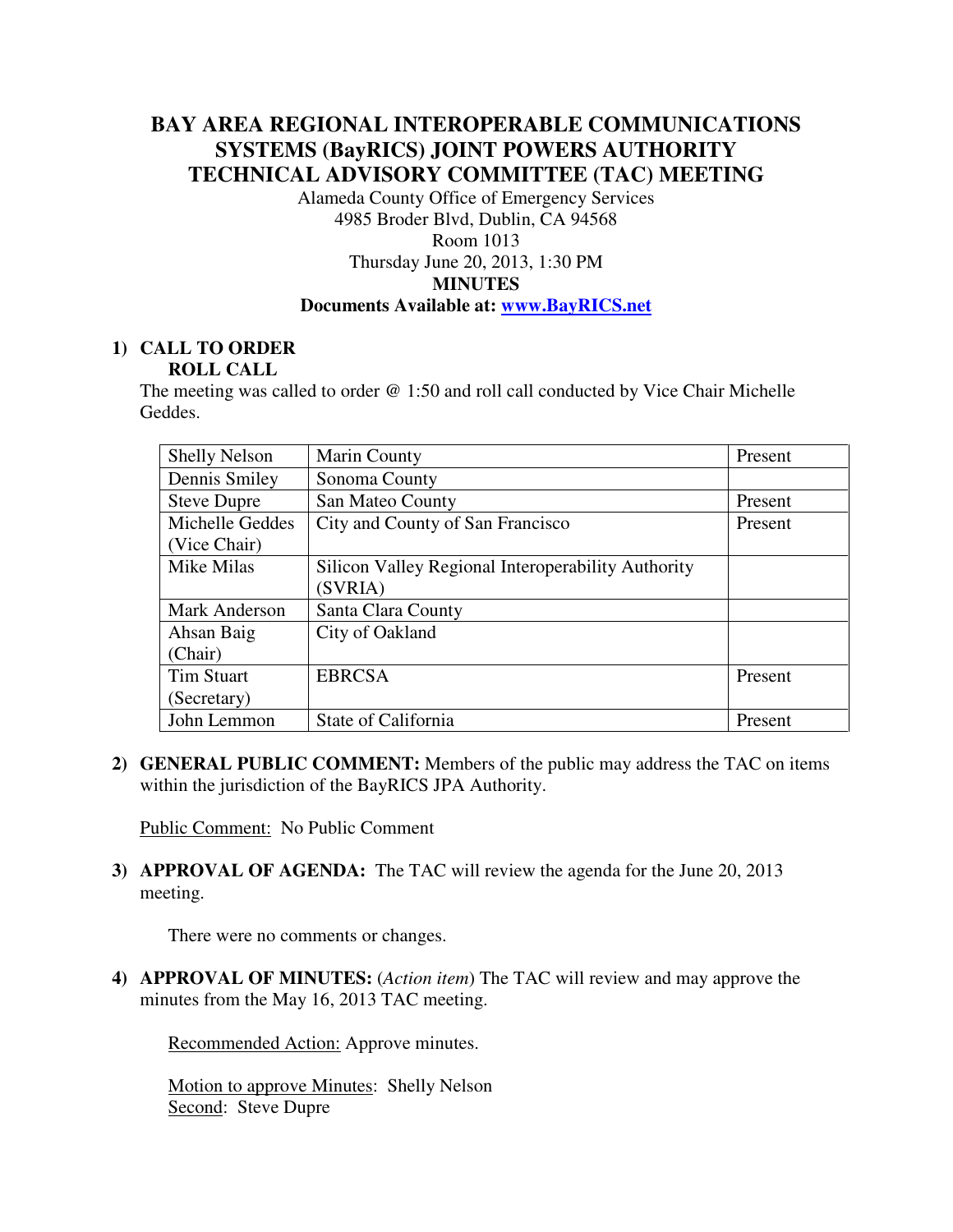# BAY AREA REGIONAL INTEROPERABLE COMMUNICATIONS SYSTEMS (BayRICS) JOINT POWERS AUTHORITY TECHNICAL ADVISORY COMMITTEE (TAC) MEETING

Alameda County Office of Emergency Services
4985 Broder Blvd, Dublin, CA 94568
Room 1013
Thursday June 20, 2013, 1:30 PM

**MINUTES**

**Documents Available at: www.BayRICS.net**

## 1) CALL TO ORDER
### ROLL CALL

The meeting was called to order @ 1:50 and roll call conducted by Vice Chair Michelle Geddes.

| | | |
|---|---|---|
| Shelly Nelson | Marin County | Present |
| Dennis Smiley | Sonoma County | |
| Steve Dupre | San Mateo County | Present |
| Michelle Geddes (Vice Chair) | City and County of San Francisco | Present |
| Mike Milas | Silicon Valley Regional Interoperability Authority (SVRIA) | |
| Mark Anderson | Santa Clara County | |
| Ahsan Baig (Chair) | City of Oakland | |
| Tim Stuart (Secretary) | EBRCSA | Present |
| John Lemmon | State of California | Present |

**2) GENERAL PUBLIC COMMENT:** Members of the public may address the TAC on items within the jurisdiction of the BayRICS JPA Authority.

Public Comment: No Public Comment

**3) APPROVAL OF AGENDA:** The TAC will review the agenda for the June 20, 2013 meeting.

There were no comments or changes.

**4) APPROVAL OF MINUTES:** (*Action item*) The TAC will review and may approve the minutes from the May 16, 2013 TAC meeting.

Recommended Action: Approve minutes.

Motion to approve Minutes: Shelly Nelson
Second: Steve Dupre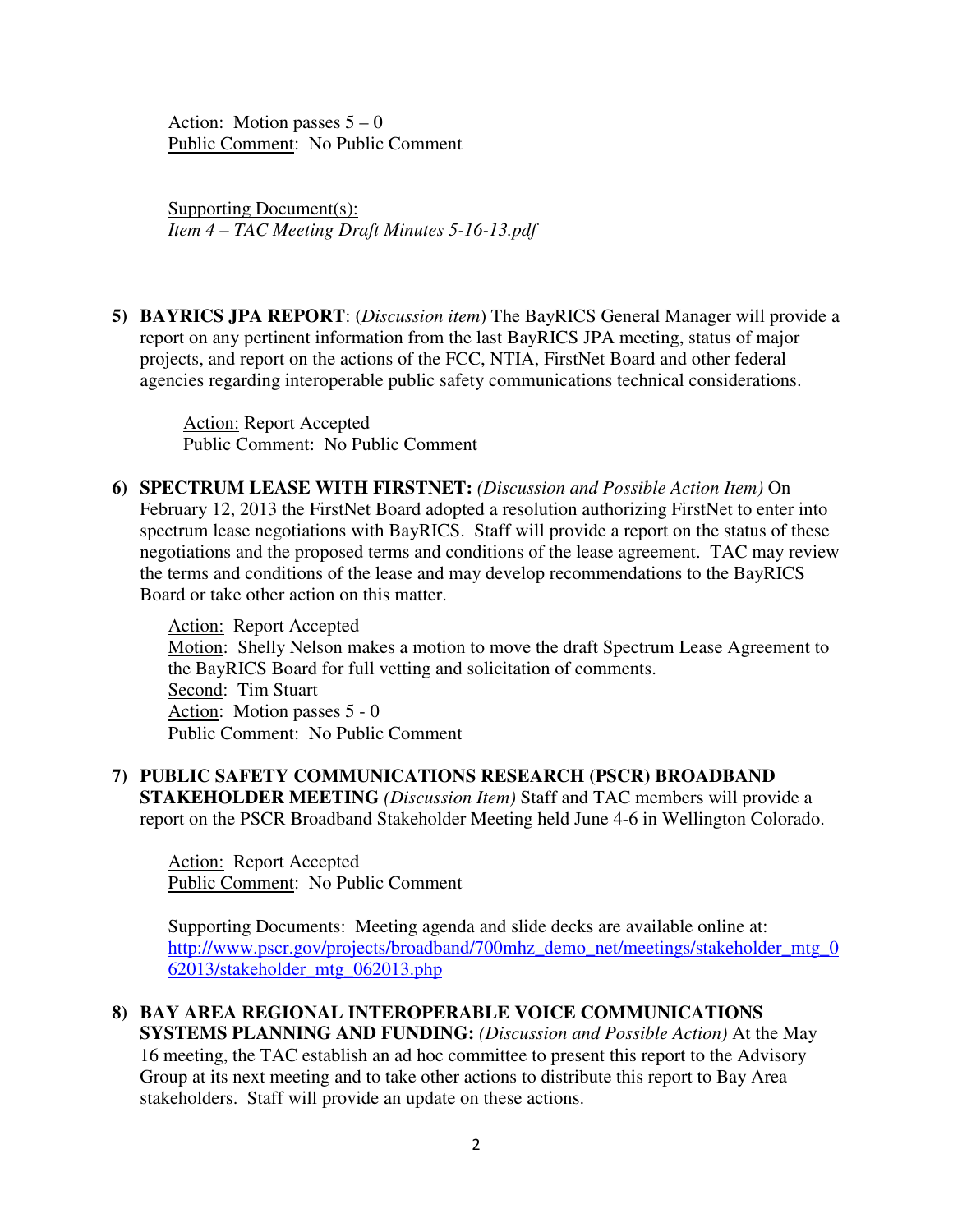Action: Motion passes 5 – 0
Public Comment: No Public Comment

Supporting Document(s):
*Item 4 – TAC Meeting Draft Minutes 5-16-13.pdf*

5) **BAYRICS JPA REPORT**: (*Discussion item*) The BayRICS General Manager will provide a report on any pertinent information from the last BayRICS JPA meeting, status of major projects, and report on the actions of the FCC, NTIA, FirstNet Board and other federal agencies regarding interoperable public safety communications technical considerations.

   Action: Report Accepted
   Public Comment: No Public Comment

6) **SPECTRUM LEASE WITH FIRSTNET:** *(Discussion and Possible Action Item)* On February 12, 2013 the FirstNet Board adopted a resolution authorizing FirstNet to enter into spectrum lease negotiations with BayRICS. Staff will provide a report on the status of these negotiations and the proposed terms and conditions of the lease agreement. TAC may review the terms and conditions of the lease and may develop recommendations to the BayRICS Board or take other action on this matter.

   Action: Report Accepted
   Motion: Shelly Nelson makes a motion to move the draft Spectrum Lease Agreement to the BayRICS Board for full vetting and solicitation of comments.
   Second: Tim Stuart
   Action: Motion passes 5 - 0
   Public Comment: No Public Comment

7) **PUBLIC SAFETY COMMUNICATIONS RESEARCH (PSCR) BROADBAND STAKEHOLDER MEETING** *(Discussion Item)* Staff and TAC members will provide a report on the PSCR Broadband Stakeholder Meeting held June 4-6 in Wellington Colorado.

   Action: Report Accepted
   Public Comment: No Public Comment

   Supporting Documents: Meeting agenda and slide decks are available online at: http://www.pscr.gov/projects/broadband/700mhz_demo_net/meetings/stakeholder_mtg_062013/stakeholder_mtg_062013.php

8) **BAY AREA REGIONAL INTEROPERABLE VOICE COMMUNICATIONS SYSTEMS PLANNING AND FUNDING:** *(Discussion and Possible Action)* At the May 16 meeting, the TAC establish an ad hoc committee to present this report to the Advisory Group at its next meeting and to take other actions to distribute this report to Bay Area stakeholders. Staff will provide an update on these actions.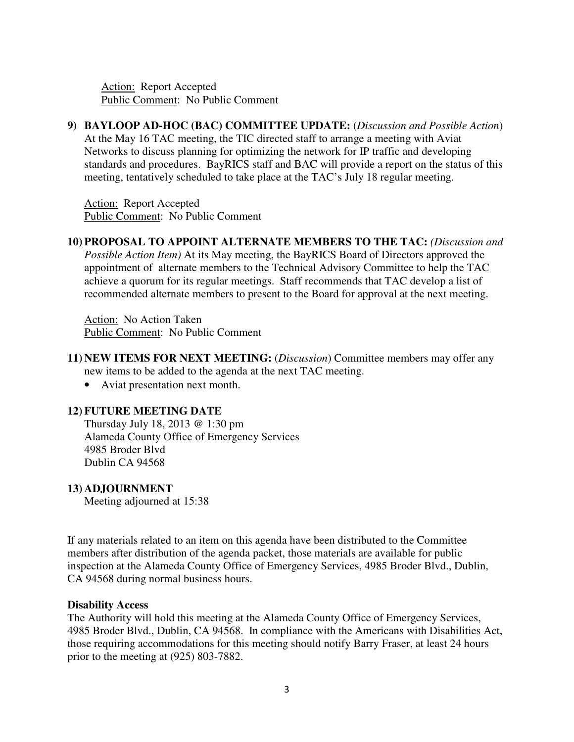Action: Report Accepted
Public Comment: No Public Comment

**9) BAYLOOP AD-HOC (BAC) COMMITTEE UPDATE:** (*Discussion and Possible Action*) At the May 16 TAC meeting, the TIC directed staff to arrange a meeting with Aviat Networks to discuss planning for optimizing the network for IP traffic and developing standards and procedures. BayRICS staff and BAC will provide a report on the status of this meeting, tentatively scheduled to take place at the TAC's July 18 regular meeting.

Action: Report Accepted
Public Comment: No Public Comment

**10) PROPOSAL TO APPOINT ALTERNATE MEMBERS TO THE TAC:** *(Discussion and Possible Action Item)* At its May meeting, the BayRICS Board of Directors approved the appointment of alternate members to the Technical Advisory Committee to help the TAC achieve a quorum for its regular meetings. Staff recommends that TAC develop a list of recommended alternate members to present to the Board for approval at the next meeting.

Action: No Action Taken
Public Comment: No Public Comment

**11) NEW ITEMS FOR NEXT MEETING:** (*Discussion*) Committee members may offer any new items to be added to the agenda at the next TAC meeting.

- Aviat presentation next month.

**12) FUTURE MEETING DATE**

Thursday July 18, 2013 @ 1:30 pm
Alameda County Office of Emergency Services
4985 Broder Blvd
Dublin CA 94568

**13) ADJOURNMENT**

Meeting adjourned at 15:38

If any materials related to an item on this agenda have been distributed to the Committee members after distribution of the agenda packet, those materials are available for public inspection at the Alameda County Office of Emergency Services, 4985 Broder Blvd., Dublin, CA 94568 during normal business hours.

**Disability Access**

The Authority will hold this meeting at the Alameda County Office of Emergency Services, 4985 Broder Blvd., Dublin, CA 94568. In compliance with the Americans with Disabilities Act, those requiring accommodations for this meeting should notify Barry Fraser, at least 24 hours prior to the meeting at (925) 803-7882.